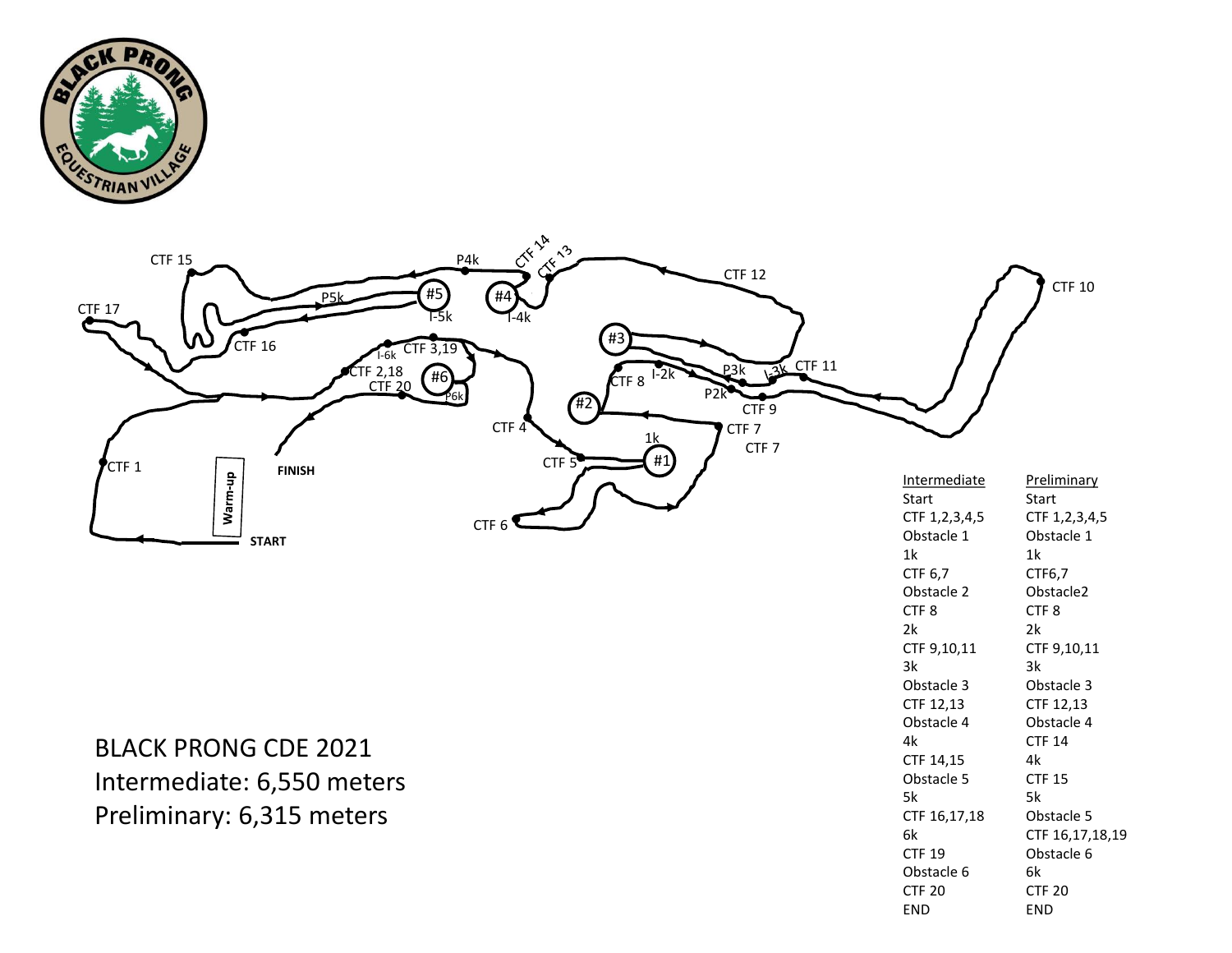# BLACK PRONG CDE 2021

Intermediate: 6,550 meters

Preliminary: 6,315 meters

| Intermediate | Preliminary |
|---|---|
| Start | Start |
| CTF 1,2,3,4,5 | CTF 1,2,3,4,5 |
| Obstacle 1 | Obstacle 1 |
| 1k | 1k |
| CTF 6,7 | CTF6,7 |
| Obstacle 2 | Obstacle2 |
| CTF 8 | CTF 8 |
| 2k | 2k |
| CTF 9,10,11 | CTF 9,10,11 |
| 3k | 3k |
| Obstacle 3 | Obstacle 3 |
| CTF 12,13 | CTF 12,13 |
| Obstacle 4 | Obstacle 4 |
| 4k | CTF 14 |
| CTF 14,15 | 4k |
| Obstacle 5 | CTF 15 |
| 5k | 5k |
| CTF 16,17,18 | Obstacle 5 |
| 6k | CTF 16,17,18,19 |
| CTF 19 | Obstacle 6 |
| Obstacle 6 | 6k |
| CTF 20 | CTF 20 |
| END | END |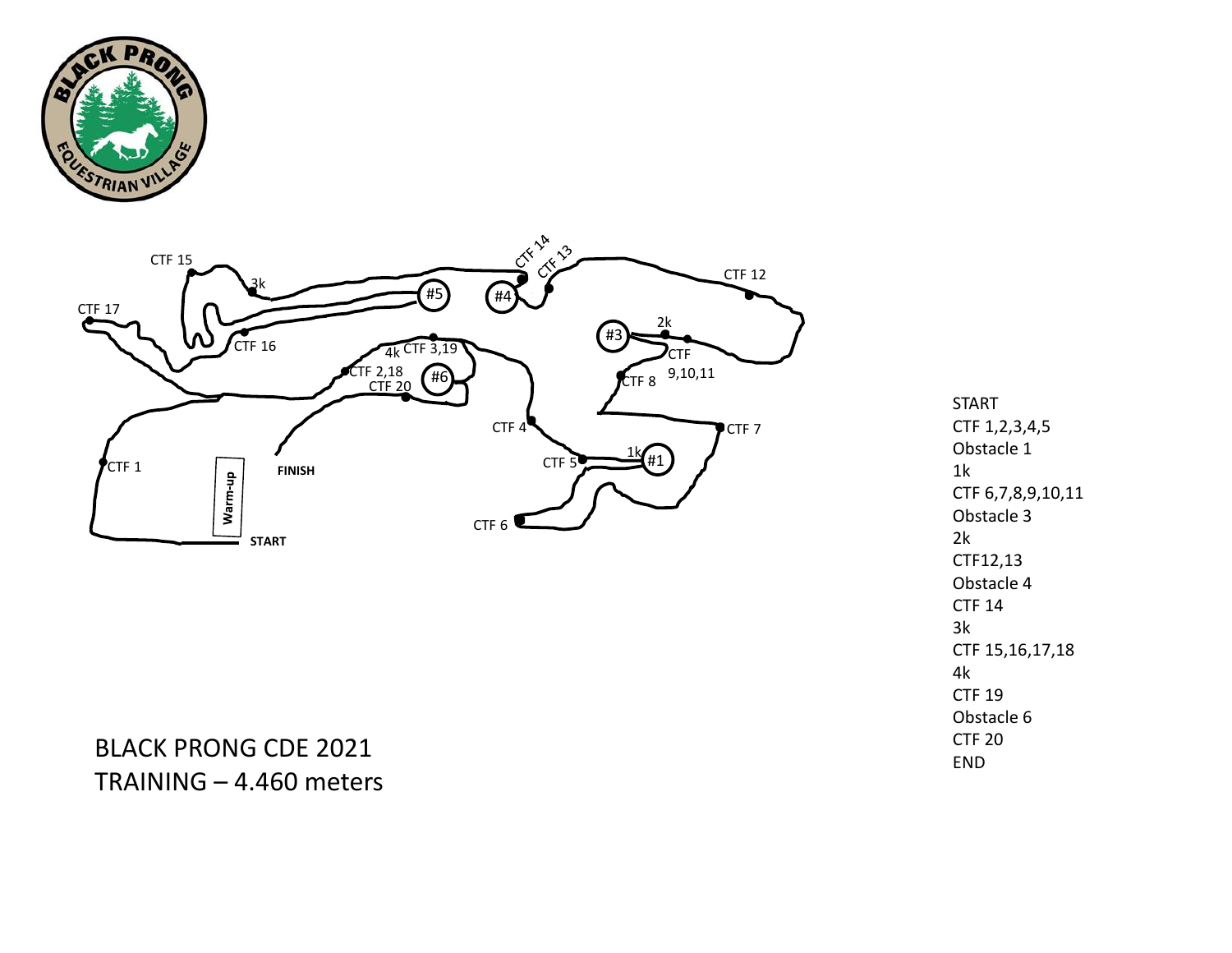BLACK PRONG EQUESTRIAN VILLAGE

CTF 15
3k
CTF 17
CTF 16
#5
#4
CTF 14
CTF 13
CTF 12
2k
#3
CTF 9,10,11
CTF 8
4k CTF 3,19
CTF 2,18
CTF 20
#6
CTF 4
CTF 7
CTF 5
1k
#1
CTF 1
Warm-up
FINISH
START
CTF 6

START
CTF 1,2,3,4,5
Obstacle 1
1k
CTF 6,7,8,9,10,11
Obstacle 3
2k
CTF12,13
Obstacle 4
CTF 14
3k
CTF 15,16,17,18
4k
CTF 19
Obstacle 6
CTF 20
END

BLACK PRONG CDE 2021
TRAINING – 4.460 meters